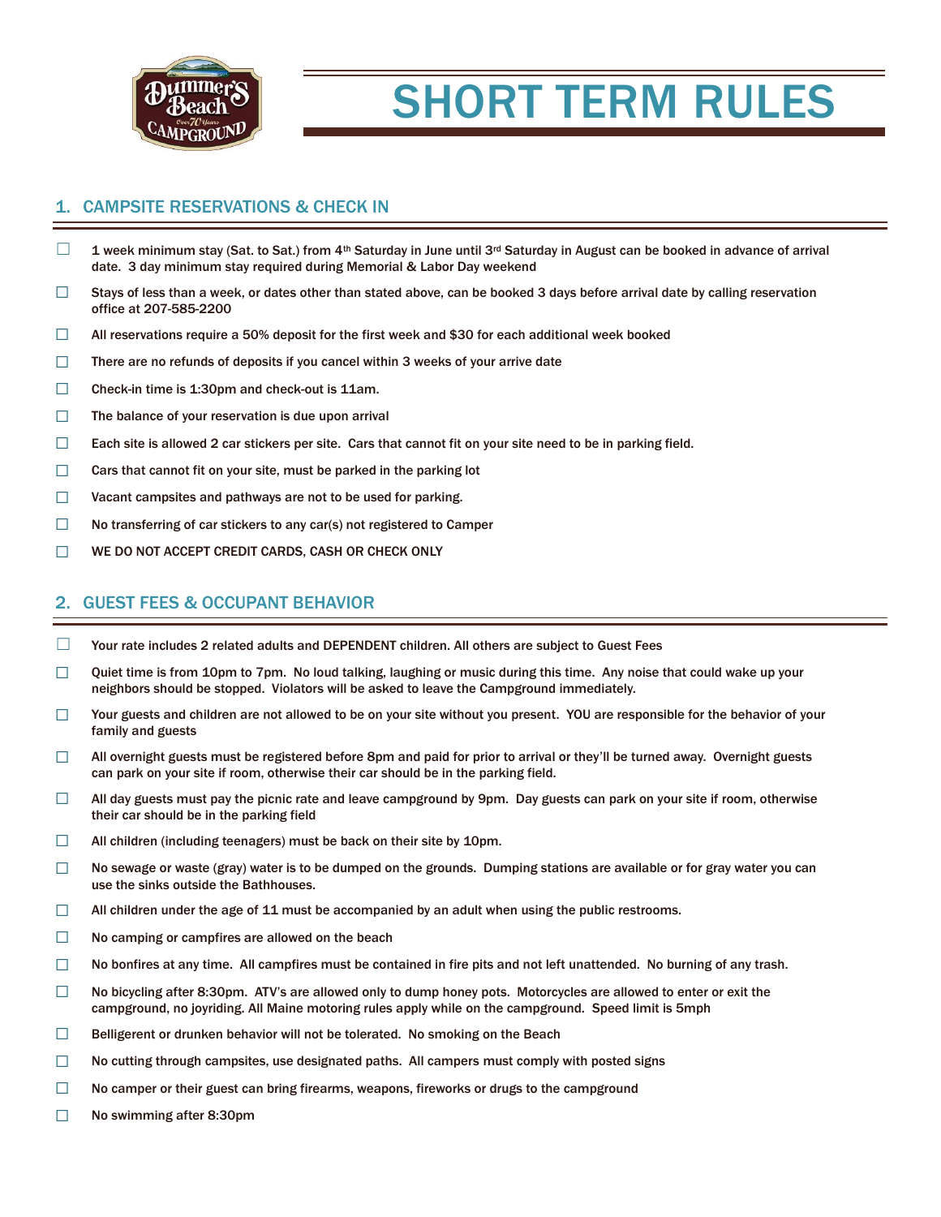# SHORT TERM RULES

## 1. CAMPSITE RESERVATIONS & CHECK IN

- ☐ 1 week minimum stay (Sat. to Sat.) from 4th Saturday in June until 3rd Saturday in August can be booked in advance of arrival date. 3 day minimum stay required during Memorial & Labor Day weekend
- ☐ Stays of less than a week, or dates other than stated above, can be booked 3 days before arrival date by calling reservation office at 207-585-2200
- ☐ All reservations require a 50% deposit for the first week and $30 for each additional week booked
- ☐ There are no refunds of deposits if you cancel within 3 weeks of your arrive date
- ☐ Check-in time is 1:30pm and check-out is 11am.
- ☐ The balance of your reservation is due upon arrival
- ☐ Each site is allowed 2 car stickers per site. Cars that cannot fit on your site need to be in parking field.
- ☐ Cars that cannot fit on your site, must be parked in the parking lot
- ☐ Vacant campsites and pathways are not to be used for parking.
- ☐ No transferring of car stickers to any car(s) not registered to Camper
- ☐ WE DO NOT ACCEPT CREDIT CARDS, CASH OR CHECK ONLY

## 2. GUEST FEES & OCCUPANT BEHAVIOR

- ☐ Your rate includes 2 related adults and DEPENDENT children. All others are subject to Guest Fees
- ☐ Quiet time is from 10pm to 7pm. No loud talking, laughing or music during this time. Any noise that could wake up your neighbors should be stopped. Violators will be asked to leave the Campground immediately.
- ☐ Your guests and children are not allowed to be on your site without you present. YOU are responsible for the behavior of your family and guests
- ☐ All overnight guests must be registered before 8pm and paid for prior to arrival or they'll be turned away. Overnight guests can park on your site if room, otherwise their car should be in the parking field.
- ☐ All day guests must pay the picnic rate and leave campground by 9pm. Day guests can park on your site if room, otherwise their car should be in the parking field
- ☐ All children (including teenagers) must be back on their site by 10pm.
- ☐ No sewage or waste (gray) water is to be dumped on the grounds. Dumping stations are available or for gray water you can use the sinks outside the Bathhouses.
- ☐ All children under the age of 11 must be accompanied by an adult when using the public restrooms.
- ☐ No camping or campfires are allowed on the beach
- ☐ No bonfires at any time. All campfires must be contained in fire pits and not left unattended. No burning of any trash.
- ☐ No bicycling after 8:30pm. ATV's are allowed only to dump honey pots. Motorcycles are allowed to enter or exit the campground, no joyriding. All Maine motoring rules apply while on the campground. Speed limit is 5mph
- ☐ Belligerent or drunken behavior will not be tolerated. No smoking on the Beach
- ☐ No cutting through campsites, use designated paths. All campers must comply with posted signs
- ☐ No camper or their guest can bring firearms, weapons, fireworks or drugs to the campground
- ☐ No swimming after 8:30pm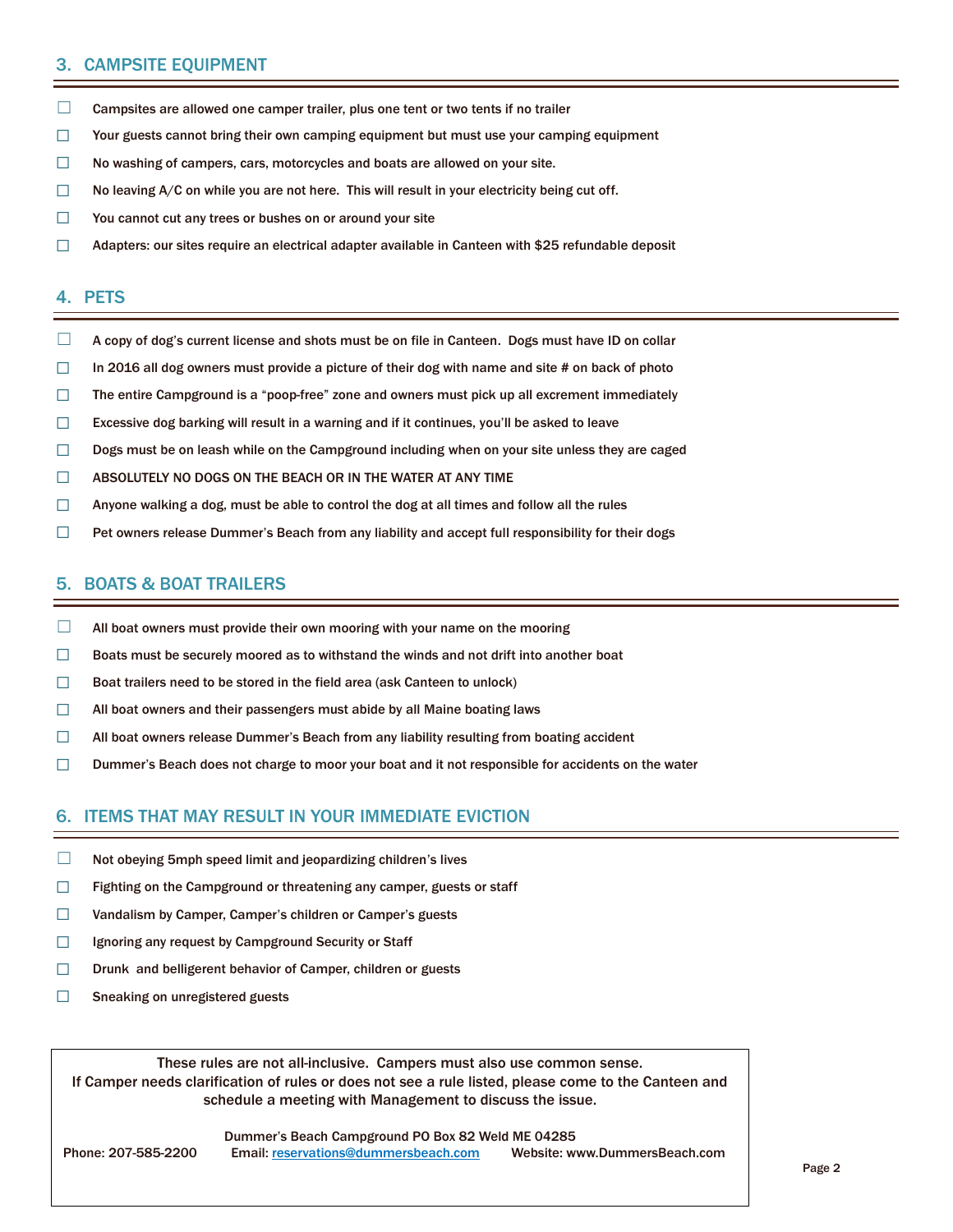## 3. CAMPSITE EQUIPMENT

- ☐ Campsites are allowed one camper trailer, plus one tent or two tents if no trailer
- ☐ Your guests cannot bring their own camping equipment but must use your camping equipment
- ☐ No washing of campers, cars, motorcycles and boats are allowed on your site.
- ☐ No leaving A/C on while you are not here. This will result in your electricity being cut off.
- ☐ You cannot cut any trees or bushes on or around your site
- ☐ Adapters: our sites require an electrical adapter available in Canteen with $25 refundable deposit

## 4. PETS

- ☐ A copy of dog's current license and shots must be on file in Canteen. Dogs must have ID on collar
- ☐ In 2016 all dog owners must provide a picture of their dog with name and site # on back of photo
- ☐ The entire Campground is a "poop-free" zone and owners must pick up all excrement immediately
- ☐ Excessive dog barking will result in a warning and if it continues, you'll be asked to leave
- ☐ Dogs must be on leash while on the Campground including when on your site unless they are caged
- ☐ ABSOLUTELY NO DOGS ON THE BEACH OR IN THE WATER AT ANY TIME
- ☐ Anyone walking a dog, must be able to control the dog at all times and follow all the rules
- ☐ Pet owners release Dummer's Beach from any liability and accept full responsibility for their dogs

## 5. BOATS & BOAT TRAILERS

- ☐ All boat owners must provide their own mooring with your name on the mooring
- ☐ Boats must be securely moored as to withstand the winds and not drift into another boat
- ☐ Boat trailers need to be stored in the field area (ask Canteen to unlock)
- ☐ All boat owners and their passengers must abide by all Maine boating laws
- ☐ All boat owners release Dummer's Beach from any liability resulting from boating accident
- ☐ Dummer's Beach does not charge to moor your boat and it not responsible for accidents on the water

## 6. ITEMS THAT MAY RESULT IN YOUR IMMEDIATE EVICTION

- ☐ Not obeying 5mph speed limit and jeopardizing children's lives
- ☐ Fighting on the Campground or threatening any camper, guests or staff
- ☐ Vandalism by Camper, Camper's children or Camper's guests
- ☐ Ignoring any request by Campground Security or Staff
- ☐ Drunk and belligerent behavior of Camper, children or guests
- ☐ Sneaking on unregistered guests

These rules are not all-inclusive. Campers must also use common sense.
If Camper needs clarification of rules or does not see a rule listed, please come to the Canteen and schedule a meeting with Management to discuss the issue.

Dummer's Beach Campground PO Box 82 Weld ME 04285
Phone: 207-585-2200 Email: reservations@dummersbeach.com Website: www.DummersBeach.com